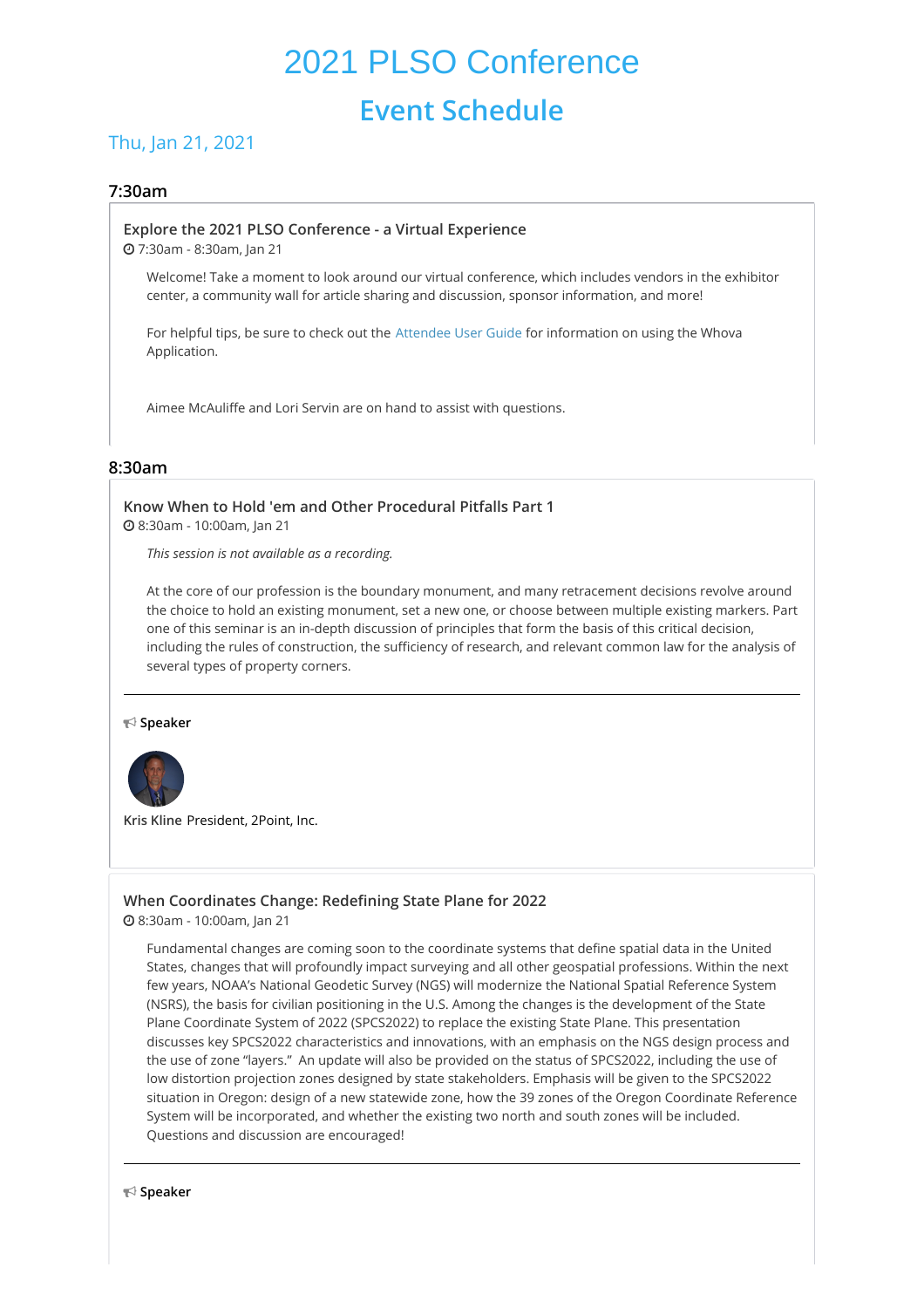# 2021 PLSO Conference

## Event Schedule

### Thu, Jan 21, 2021

#### 7:30am

**Explore the 2021 PLSO Conference - a Virtual Experience**

7:30am - 8:30am, Jan 21

Welcome! Take a moment to look around our virtual conference, which includes vendors in the exhibitor center, a community wall for article sharing and discussion, sponsor information, and more!

For helpful tips, be sure to check out the Attendee User Guide for information on using the Whova Application.

Aimee McAuliffe and Lori Servin are on hand to assist with questions.

#### 8:30am

**Know When to Hold 'em and Other Procedural Pitfalls Part 1**

8:30am - 10:00am, Jan 21

*This session is not available as a recording.*

At the core of our profession is the boundary monument, and many retracement decisions revolve around the choice to hold an existing monument, set a new one, or choose between multiple existing markers. Part one of this seminar is an in-depth discussion of principles that form the basis of this critical decision, including the rules of construction, the sufficiency of research, and relevant common law for the analysis of several types of property corners.

---

**Speaker**

Kris Kline President, 2Point, Inc.

**When Coordinates Change: Redefining State Plane for 2022**

8:30am - 10:00am, Jan 21

Fundamental changes are coming soon to the coordinate systems that define spatial data in the United States, changes that will profoundly impact surveying and all other geospatial professions. Within the next few years, NOAA's National Geodetic Survey (NGS) will modernize the National Spatial Reference System (NSRS), the basis for civilian positioning in the U.S. Among the changes is the development of the State Plane Coordinate System of 2022 (SPCS2022) to replace the existing State Plane. This presentation discusses key SPCS2022 characteristics and innovations, with an emphasis on the NGS design process and the use of zone "layers." An update will also be provided on the status of SPCS2022, including the use of low distortion projection zones designed by state stakeholders. Emphasis will be given to the SPCS2022 situation in Oregon: design of a new statewide zone, how the 39 zones of the Oregon Coordinate Reference System will be incorporated, and whether the existing two north and south zones will be included. Questions and discussion are encouraged!

---

**Speaker**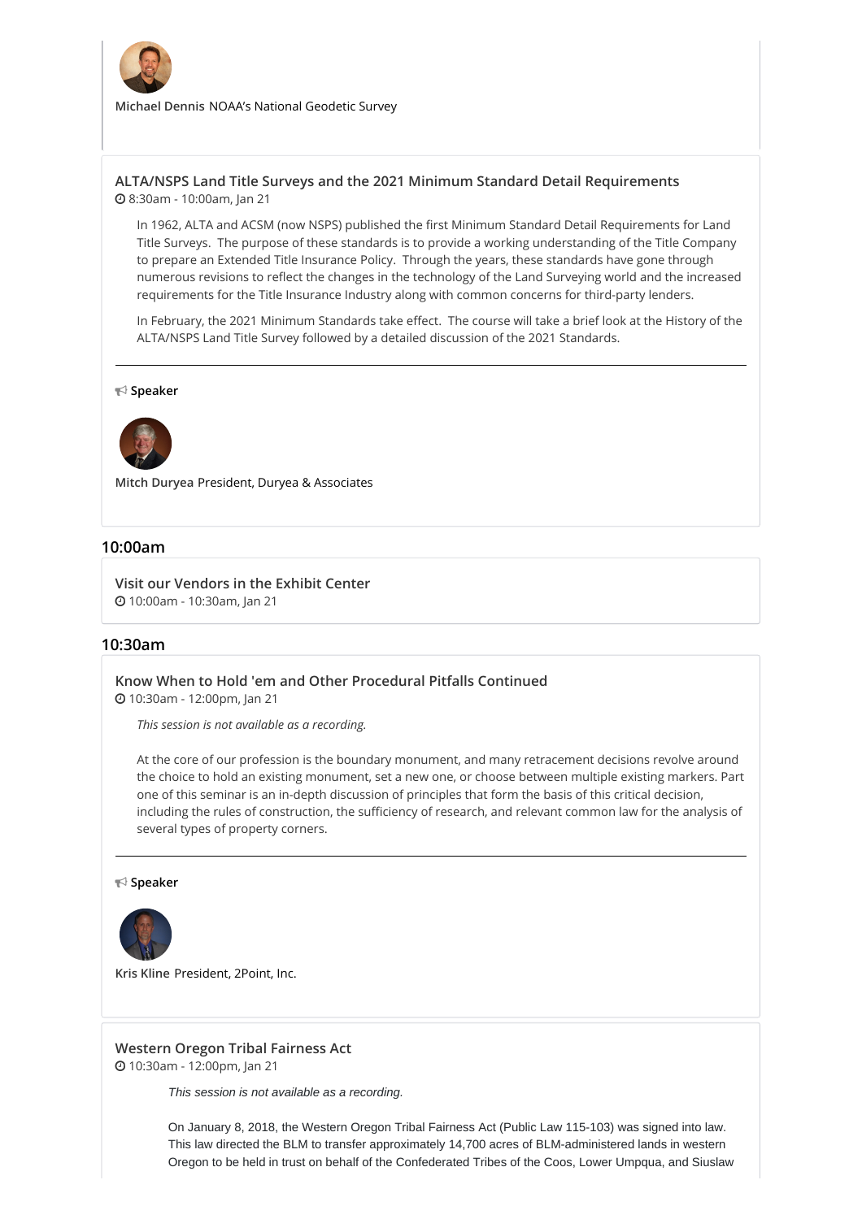Michael Dennis NOAA's National Geodetic Survey

### ALTA/NSPS Land Title Surveys and the 2021 Minimum Standard Detail Requirements

8:30am - 10:00am, Jan 21

In 1962, ALTA and ACSM (now NSPS) published the first Minimum Standard Detail Requirements for Land Title Surveys. The purpose of these standards is to provide a working understanding of the Title Company to prepare an Extended Title Insurance Policy. Through the years, these standards have gone through numerous revisions to reflect the changes in the technology of the Land Surveying world and the increased requirements for the Title Insurance Industry along with common concerns for third-party lenders.

In February, the 2021 Minimum Standards take effect. The course will take a brief look at the History of the ALTA/NSPS Land Title Survey followed by a detailed discussion of the 2021 Standards.

---

**Speaker**

Mitch Duryea President, Duryea & Associates

## 10:00am

### Visit our Vendors in the Exhibit Center

10:00am - 10:30am, Jan 21

## 10:30am

### Know When to Hold 'em and Other Procedural Pitfalls Continued

10:30am - 12:00pm, Jan 21

*This session is not available as a recording.*

At the core of our profession is the boundary monument, and many retracement decisions revolve around the choice to hold an existing monument, set a new one, or choose between multiple existing markers. Part one of this seminar is an in-depth discussion of principles that form the basis of this critical decision, including the rules of construction, the sufficiency of research, and relevant common law for the analysis of several types of property corners.

---

**Speaker**

Kris Kline President, 2Point, Inc.

### Western Oregon Tribal Fairness Act

10:30am - 12:00pm, Jan 21

*This session is not available as a recording.*

On January 8, 2018, the Western Oregon Tribal Fairness Act (Public Law 115-103) was signed into law. This law directed the BLM to transfer approximately 14,700 acres of BLM-administered lands in western Oregon to be held in trust on behalf of the Confederated Tribes of the Coos, Lower Umpqua, and Siuslaw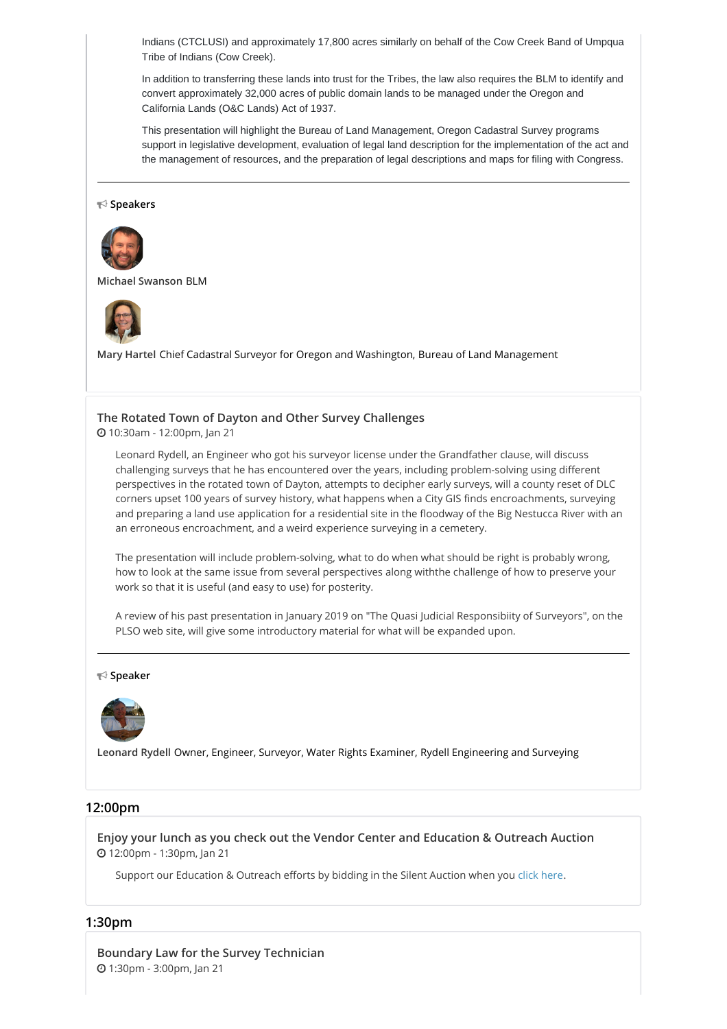Indians (CTCLUSI) and approximately 17,800 acres similarly on behalf of the Cow Creek Band of Umpqua Tribe of Indians (Cow Creek).

In addition to transferring these lands into trust for the Tribes, the law also requires the BLM to identify and convert approximately 32,000 acres of public domain lands to be managed under the Oregon and California Lands (O&C Lands) Act of 1937.

This presentation will highlight the Bureau of Land Management, Oregon Cadastral Survey programs support in legislative development, evaluation of legal land description for the implementation of the act and the management of resources, and the preparation of legal descriptions and maps for filing with Congress.

---

**Speakers**

**Michael Swanson** BLM

**Mary Hartel** Chief Cadastral Surveyor for Oregon and Washington, Bureau of Land Management

### The Rotated Town of Dayton and Other Survey Challenges

10:30am - 12:00pm, Jan 21

Leonard Rydell, an Engineer who got his surveyor license under the Grandfather clause, will discuss challenging surveys that he has encountered over the years, including problem-solving using different perspectives in the rotated town of Dayton, attempts to decipher early surveys, will a county reset of DLC corners upset 100 years of survey history, what happens when a City GIS finds encroachments, surveying and preparing a land use application for a residential site in the floodway of the Big Nestucca River with an an erroneous encroachment, and a weird experience surveying in a cemetery.

The presentation will include problem-solving, what to do when what should be right is probably wrong, how to look at the same issue from several perspectives along withthe challenge of how to preserve your work so that it is useful (and easy to use) for posterity.

A review of his past presentation in January 2019 on "The Quasi Judicial Responsibiity of Surveyors", on the PLSO web site, will give some introductory material for what will be expanded upon.

---

**Speaker**

**Leonard Rydell** Owner, Engineer, Surveyor, Water Rights Examiner, Rydell Engineering and Surveying

## 12:00pm

### Enjoy your lunch as you check out the Vendor Center and Education & Outreach Auction

12:00pm - 1:30pm, Jan 21

Support our Education & Outreach efforts by bidding in the Silent Auction when you click here.

## 1:30pm

### Boundary Law for the Survey Technician

1:30pm - 3:00pm, Jan 21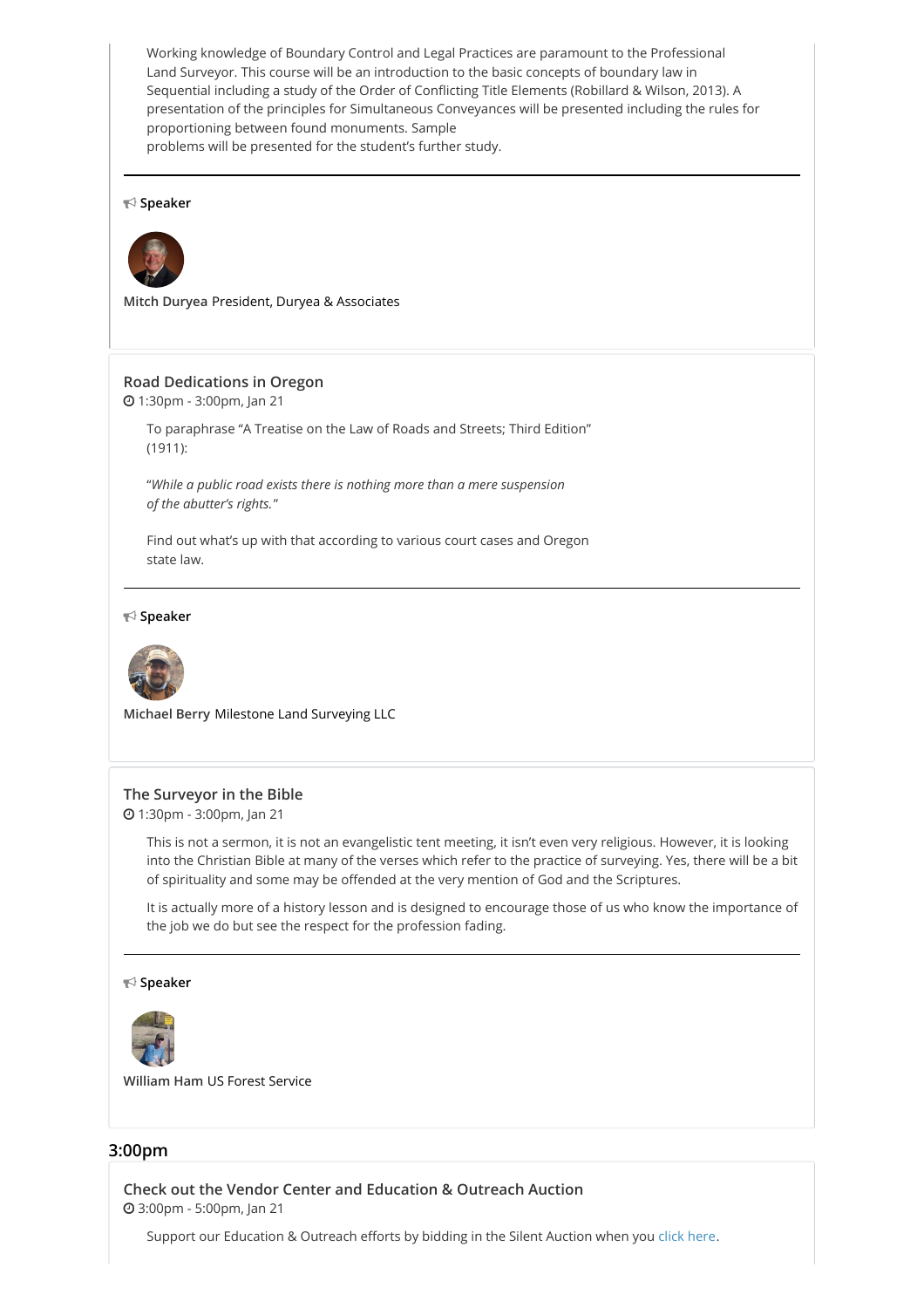Working knowledge of Boundary Control and Legal Practices are paramount to the Professional Land Surveyor. This course will be an introduction to the basic concepts of boundary law in Sequential including a study of the Order of Conflicting Title Elements (Robillard & Wilson, 2013). A presentation of the principles for Simultaneous Conveyances will be presented including the rules for proportioning between found monuments. Sample problems will be presented for the student's further study.

**Speaker**

Mitch Duryea President, Duryea & Associates

### Road Dedications in Oregon

1:30pm - 3:00pm, Jan 21

To paraphrase "A Treatise on the Law of Roads and Streets; Third Edition" (1911):

"*While a public road exists there is nothing more than a mere suspension of the abutter's rights.*"

Find out what's up with that according to various court cases and Oregon state law.

**Speaker**

Michael Berry Milestone Land Surveying LLC

### The Surveyor in the Bible

1:30pm - 3:00pm, Jan 21

This is not a sermon, it is not an evangelistic tent meeting, it isn't even very religious. However, it is looking into the Christian Bible at many of the verses which refer to the practice of surveying. Yes, there will be a bit of spirituality and some may be offended at the very mention of God and the Scriptures.

It is actually more of a history lesson and is designed to encourage those of us who know the importance of the job we do but see the respect for the profession fading.

**Speaker**

William Ham US Forest Service

## 3:00pm

### Check out the Vendor Center and Education & Outreach Auction

3:00pm - 5:00pm, Jan 21

Support our Education & Outreach efforts by bidding in the Silent Auction when you click here.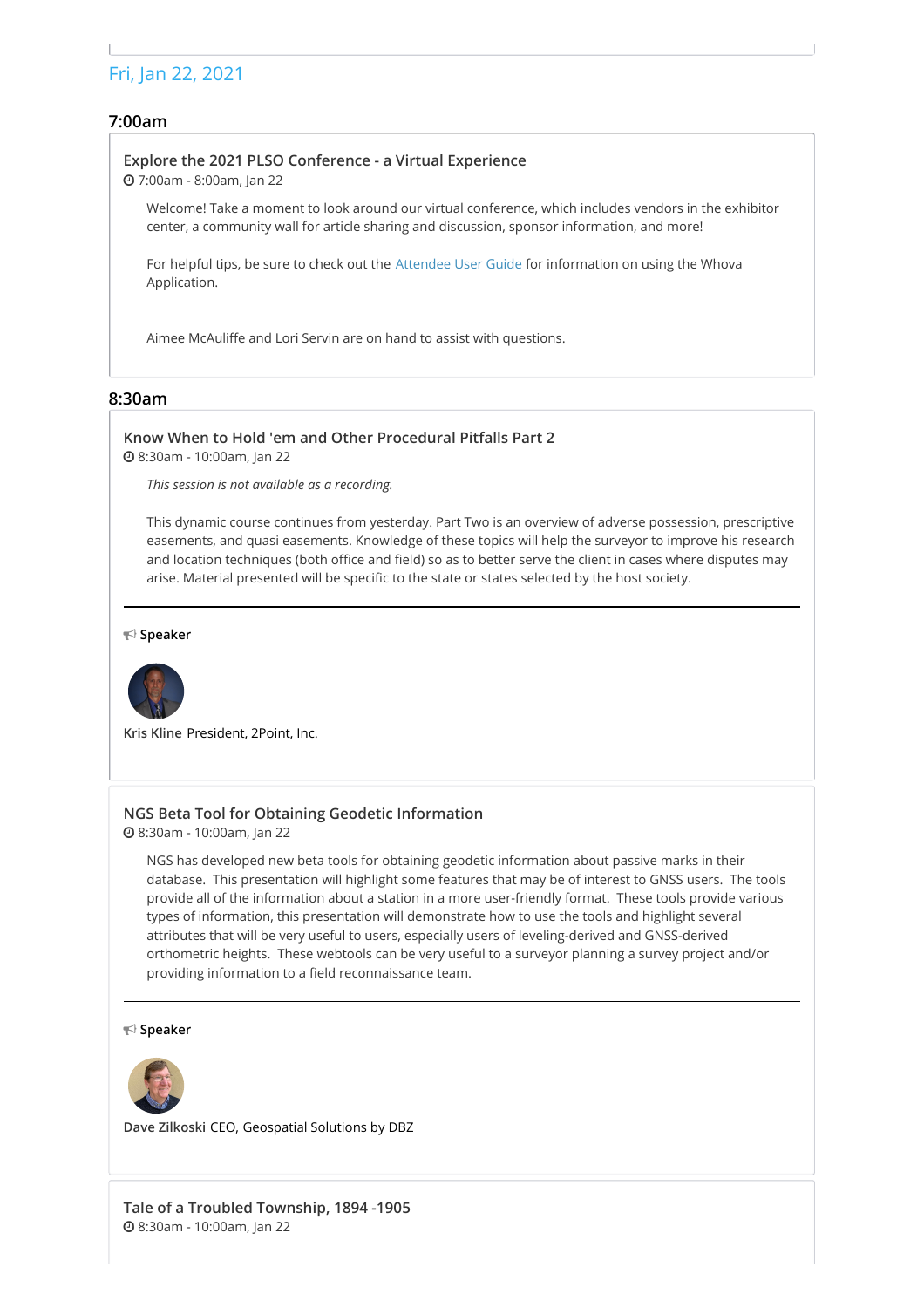## Fri, Jan 22, 2021

### 7:00am

**Explore the 2021 PLSO Conference - a Virtual Experience**
7:00am - 8:00am, Jan 22

Welcome! Take a moment to look around our virtual conference, which includes vendors in the exhibitor center, a community wall for article sharing and discussion, sponsor information, and more!

For helpful tips, be sure to check out the Attendee User Guide for information on using the Whova Application.

Aimee McAuliffe and Lori Servin are on hand to assist with questions.

### 8:30am

**Know When to Hold 'em and Other Procedural Pitfalls Part 2**
8:30am - 10:00am, Jan 22

*This session is not available as a recording.*

This dynamic course continues from yesterday. Part Two is an overview of adverse possession, prescriptive easements, and quasi easements. Knowledge of these topics will help the surveyor to improve his research and location techniques (both office and field) so as to better serve the client in cases where disputes may arise. Material presented will be specific to the state or states selected by the host society.

---

**Speaker**

Kris Kline President, 2Point, Inc.

**NGS Beta Tool for Obtaining Geodetic Information**
8:30am - 10:00am, Jan 22

NGS has developed new beta tools for obtaining geodetic information about passive marks in their database. This presentation will highlight some features that may be of interest to GNSS users. The tools provide all of the information about a station in a more user-friendly format. These tools provide various types of information, this presentation will demonstrate how to use the tools and highlight several attributes that will be very useful to users, especially users of leveling-derived and GNSS-derived orthometric heights. These webtools can be very useful to a surveyor planning a survey project and/or providing information to a field reconnaissance team.

---

**Speaker**

Dave Zilkoski CEO, Geospatial Solutions by DBZ

**Tale of a Troubled Township, 1894 -1905**
8:30am - 10:00am, Jan 22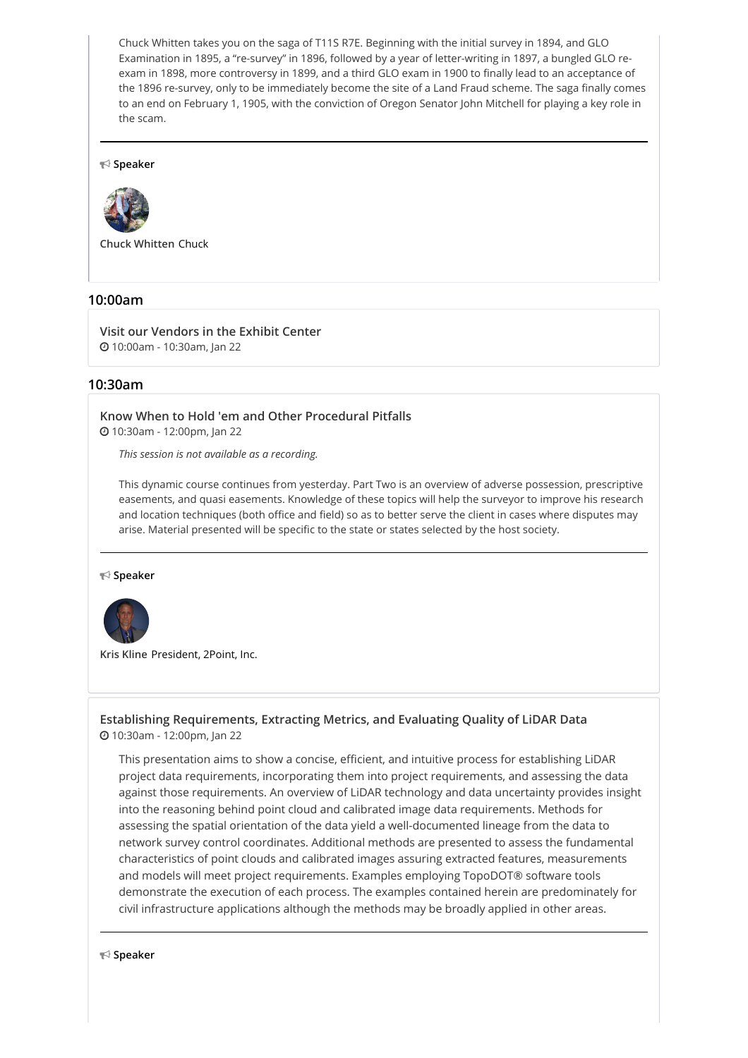Chuck Whitten takes you on the saga of T11S R7E. Beginning with the initial survey in 1894, and GLO Examination in 1895, a "re-survey" in 1896, followed by a year of letter-writing in 1897, a bungled GLO re-exam in 1898, more controversy in 1899, and a third GLO exam in 1900 to finally lead to an acceptance of the 1896 re-survey, only to be immediately become the site of a Land Fraud scheme. The saga finally comes to an end on February 1, 1905, with the conviction of Oregon Senator John Mitchell for playing a key role in the scam.

**Speaker**

Chuck Whitten Chuck

## 10:00am

### Visit our Vendors in the Exhibit Center

10:00am - 10:30am, Jan 22

## 10:30am

### Know When to Hold 'em and Other Procedural Pitfalls

10:30am - 12:00pm, Jan 22

*This session is not available as a recording.*

This dynamic course continues from yesterday. Part Two is an overview of adverse possession, prescriptive easements, and quasi easements. Knowledge of these topics will help the surveyor to improve his research and location techniques (both office and field) so as to better serve the client in cases where disputes may arise. Material presented will be specific to the state or states selected by the host society.

**Speaker**

Kris Kline President, 2Point, Inc.

### Establishing Requirements, Extracting Metrics, and Evaluating Quality of LiDAR Data

10:30am - 12:00pm, Jan 22

This presentation aims to show a concise, efficient, and intuitive process for establishing LiDAR project data requirements, incorporating them into project requirements, and assessing the data against those requirements. An overview of LiDAR technology and data uncertainty provides insight into the reasoning behind point cloud and calibrated image data requirements. Methods for assessing the spatial orientation of the data yield a well-documented lineage from the data to network survey control coordinates. Additional methods are presented to assess the fundamental characteristics of point clouds and calibrated images assuring extracted features, measurements and models will meet project requirements. Examples employing TopoDOT® software tools demonstrate the execution of each process. The examples contained herein are predominately for civil infrastructure applications although the methods may be broadly applied in other areas.

**Speaker**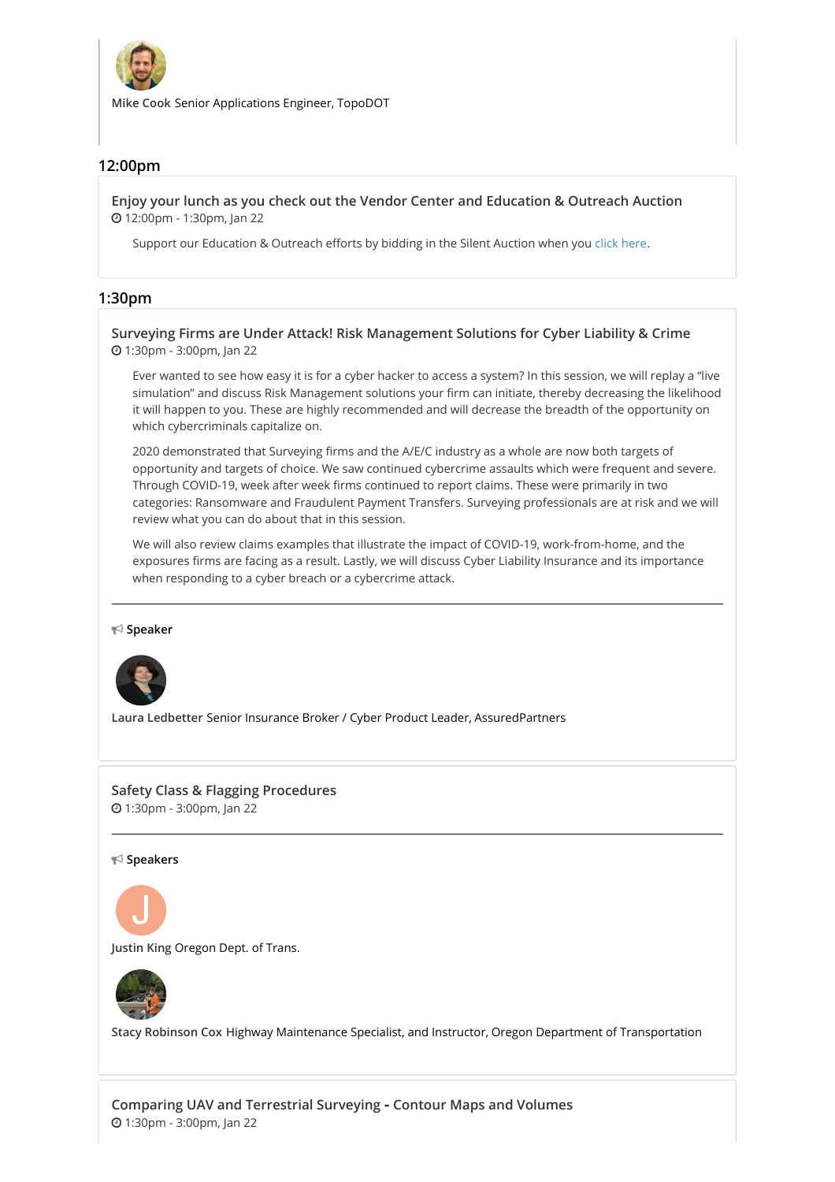**Mike Cook** Senior Applications Engineer, TopoDOT

## 12:00pm

### Enjoy your lunch as you check out the Vendor Center and Education & Outreach Auction

12:00pm - 1:30pm, Jan 22

Support our Education & Outreach efforts by bidding in the Silent Auction when you click here.

## 1:30pm

### Surveying Firms are Under Attack! Risk Management Solutions for Cyber Liability & Crime

1:30pm - 3:00pm, Jan 22

Ever wanted to see how easy it is for a cyber hacker to access a system? In this session, we will replay a "live simulation" and discuss Risk Management solutions your firm can initiate, thereby decreasing the likelihood it will happen to you. These are highly recommended and will decrease the breadth of the opportunity on which cybercriminals capitalize on.

2020 demonstrated that Surveying firms and the A/E/C industry as a whole are now both targets of opportunity and targets of choice. We saw continued cybercrime assaults which were frequent and severe. Through COVID-19, week after week firms continued to report claims. These were primarily in two categories: Ransomware and Fraudulent Payment Transfers. Surveying professionals are at risk and we will review what you can do about that in this session.

We will also review claims examples that illustrate the impact of COVID-19, work-from-home, and the exposures firms are facing as a result. Lastly, we will discuss Cyber Liability Insurance and its importance when responding to a cyber breach or a cybercrime attack.

---

**Speaker**

**Laura Ledbetter** Senior Insurance Broker / Cyber Product Leader, AssuredPartners

### Safety Class & Flagging Procedures

1:30pm - 3:00pm, Jan 22

---

**Speakers**

**Justin King** Oregon Dept. of Trans.

**Stacy Robinson Cox** Highway Maintenance Specialist, and Instructor, Oregon Department of Transportation

### Comparing UAV and Terrestrial Surveying - Contour Maps and Volumes

1:30pm - 3:00pm, Jan 22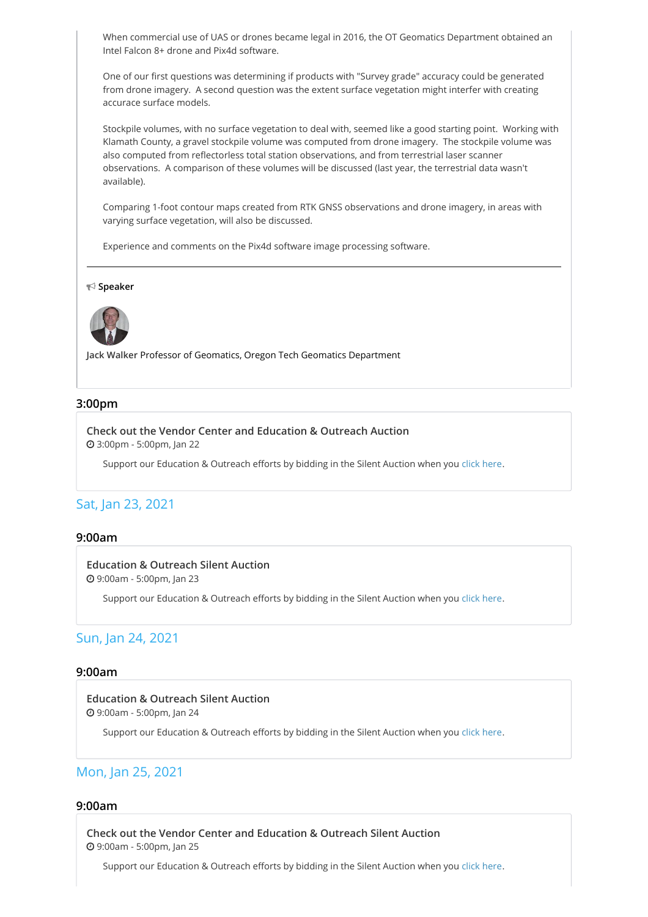When commercial use of UAS or drones became legal in 2016, the OT Geomatics Department obtained an Intel Falcon 8+ drone and Pix4d software.

One of our first questions was determining if products with "Survey grade" accuracy could be generated from drone imagery. A second question was the extent surface vegetation might interfer with creating accurace surface models.

Stockpile volumes, with no surface vegetation to deal with, seemed like a good starting point. Working with Klamath County, a gravel stockpile volume was computed from drone imagery. The stockpile volume was also computed from reflectorless total station observations, and from terrestrial laser scanner observations. A comparison of these volumes will be discussed (last year, the terrestrial data wasn't available).

Comparing 1-foot contour maps created from RTK GNSS observations and drone imagery, in areas with varying surface vegetation, will also be discussed.

Experience and comments on the Pix4d software image processing software.

---

**Speaker**

Jack Walker Professor of Geomatics, Oregon Tech Geomatics Department

### 3:00pm

**Check out the Vendor Center and Education & Outreach Auction**
3:00pm - 5:00pm, Jan 22

Support our Education & Outreach efforts by bidding in the Silent Auction when you click here.

## Sat, Jan 23, 2021

### 9:00am

**Education & Outreach Silent Auction**
9:00am - 5:00pm, Jan 23

Support our Education & Outreach efforts by bidding in the Silent Auction when you click here.

## Sun, Jan 24, 2021

### 9:00am

**Education & Outreach Silent Auction**
9:00am - 5:00pm, Jan 24

Support our Education & Outreach efforts by bidding in the Silent Auction when you click here.

## Mon, Jan 25, 2021

### 9:00am

**Check out the Vendor Center and Education & Outreach Silent Auction**
9:00am - 5:00pm, Jan 25

Support our Education & Outreach efforts by bidding in the Silent Auction when you click here.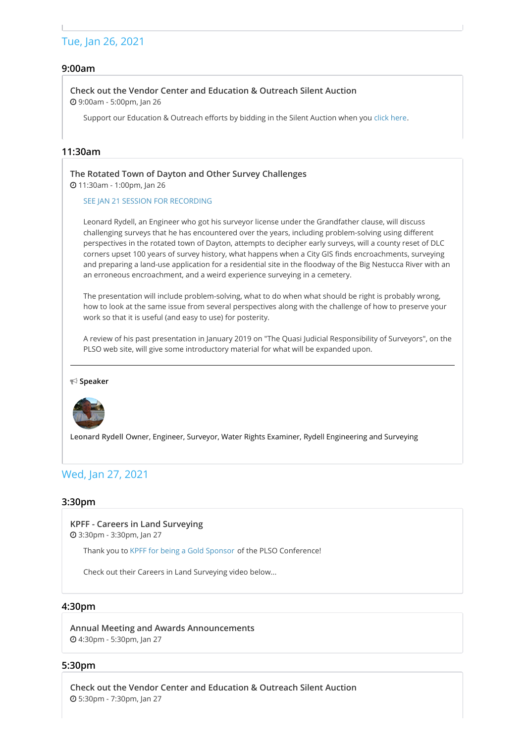## Tue, Jan 26, 2021

### 9:00am

**Check out the Vendor Center and Education & Outreach Silent Auction**

9:00am - 5:00pm, Jan 26

Support our Education & Outreach efforts by bidding in the Silent Auction when you click here.

### 11:30am

**The Rotated Town of Dayton and Other Survey Challenges**

11:30am - 1:00pm, Jan 26

SEE JAN 21 SESSION FOR RECORDING

Leonard Rydell, an Engineer who got his surveyor license under the Grandfather clause, will discuss challenging surveys that he has encountered over the years, including problem-solving using different perspectives in the rotated town of Dayton, attempts to decipher early surveys, will a county reset of DLC corners upset 100 years of survey history, what happens when a City GIS finds encroachments, surveying and preparing a land-use application for a residential site in the floodway of the Big Nestucca River with an an erroneous encroachment, and a weird experience surveying in a cemetery.

The presentation will include problem-solving, what to do when what should be right is probably wrong, how to look at the same issue from several perspectives along with the challenge of how to preserve your work so that it is useful (and easy to use) for posterity.

A review of his past presentation in January 2019 on "The Quasi Judicial Responsibility of Surveyors", on the PLSO web site, will give some introductory material for what will be expanded upon.

---

**Speaker**

**Leonard Rydell** Owner, Engineer, Surveyor, Water Rights Examiner, Rydell Engineering and Surveying

## Wed, Jan 27, 2021

### 3:30pm

**KPFF - Careers in Land Surveying**

3:30pm - 3:30pm, Jan 27

Thank you to KPFF for being a Gold Sponsor of the PLSO Conference!

Check out their Careers in Land Surveying video below...

### 4:30pm

**Annual Meeting and Awards Announcements**

4:30pm - 5:30pm, Jan 27

### 5:30pm

**Check out the Vendor Center and Education & Outreach Silent Auction**

5:30pm - 7:30pm, Jan 27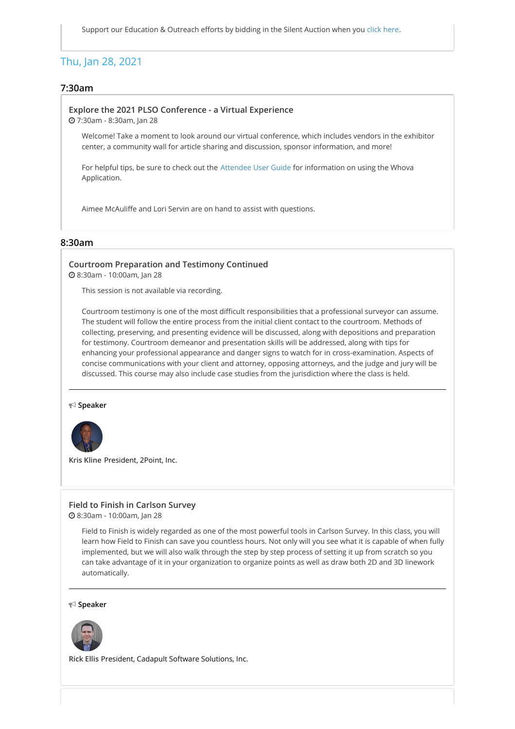Support our Education & Outreach efforts by bidding in the Silent Auction when you click here.

## Thu, Jan 28, 2021

### 7:30am

**Explore the 2021 PLSO Conference - a Virtual Experience**

7:30am - 8:30am, Jan 28

Welcome! Take a moment to look around our virtual conference, which includes vendors in the exhibitor center, a community wall for article sharing and discussion, sponsor information, and more!

For helpful tips, be sure to check out the Attendee User Guide for information on using the Whova Application.

Aimee McAuliffe and Lori Servin are on hand to assist with questions.

### 8:30am

**Courtroom Preparation and Testimony Continued**

8:30am - 10:00am, Jan 28

This session is not available via recording.

Courtroom testimony is one of the most difficult responsibilities that a professional surveyor can assume. The student will follow the entire process from the initial client contact to the courtroom. Methods of collecting, preserving, and presenting evidence will be discussed, along with depositions and preparation for testimony. Courtroom demeanor and presentation skills will be addressed, along with tips for enhancing your professional appearance and danger signs to watch for in cross-examination. Aspects of concise communications with your client and attorney, opposing attorneys, and the judge and jury will be discussed. This course may also include case studies from the jurisdiction where the class is held.

---

**Speaker**

Kris Kline President, 2Point, Inc.

**Field to Finish in Carlson Survey**

8:30am - 10:00am, Jan 28

Field to Finish is widely regarded as one of the most powerful tools in Carlson Survey. In this class, you will learn how Field to Finish can save you countless hours. Not only will you see what it is capable of when fully implemented, but we will also walk through the step by step process of setting it up from scratch so you can take advantage of it in your organization to organize points as well as draw both 2D and 3D linework automatically.

---

**Speaker**

Rick Ellis President, Cadapult Software Solutions, Inc.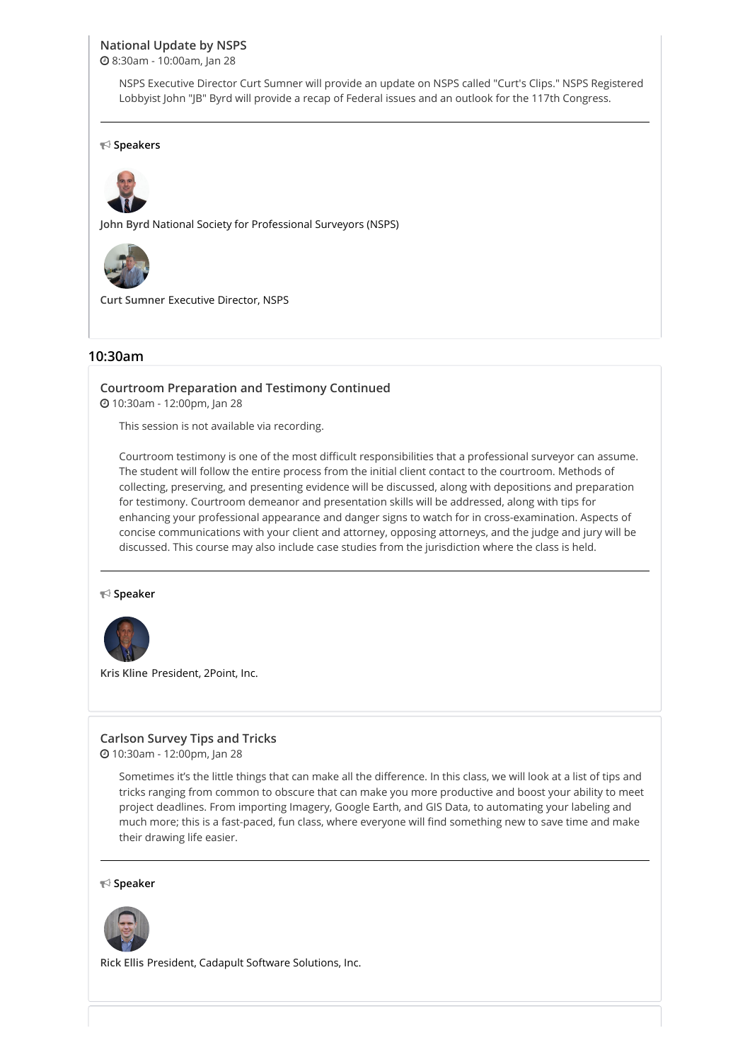### National Update by NSPS

8:30am - 10:00am, Jan 28

NSPS Executive Director Curt Sumner will provide an update on NSPS called "Curt's Clips." NSPS Registered Lobbyist John "JB" Byrd will provide a recap of Federal issues and an outlook for the 117th Congress.

---

**Speakers**

**John Byrd** National Society for Professional Surveyors (NSPS)

**Curt Sumner** Executive Director, NSPS

## 10:30am

### Courtroom Preparation and Testimony Continued

10:30am - 12:00pm, Jan 28

This session is not available via recording.

Courtroom testimony is one of the most difficult responsibilities that a professional surveyor can assume. The student will follow the entire process from the initial client contact to the courtroom. Methods of collecting, preserving, and presenting evidence will be discussed, along with depositions and preparation for testimony. Courtroom demeanor and presentation skills will be addressed, along with tips for enhancing your professional appearance and danger signs to watch for in cross-examination. Aspects of concise communications with your client and attorney, opposing attorneys, and the judge and jury will be discussed. This course may also include case studies from the jurisdiction where the class is held.

---

**Speaker**

**Kris Kline** President, 2Point, Inc.

### Carlson Survey Tips and Tricks

10:30am - 12:00pm, Jan 28

Sometimes it's the little things that can make all the difference. In this class, we will look at a list of tips and tricks ranging from common to obscure that can make you more productive and boost your ability to meet project deadlines. From importing Imagery, Google Earth, and GIS Data, to automating your labeling and much more; this is a fast-paced, fun class, where everyone will find something new to save time and make their drawing life easier.

---

**Speaker**

**Rick Ellis** President, Cadapult Software Solutions, Inc.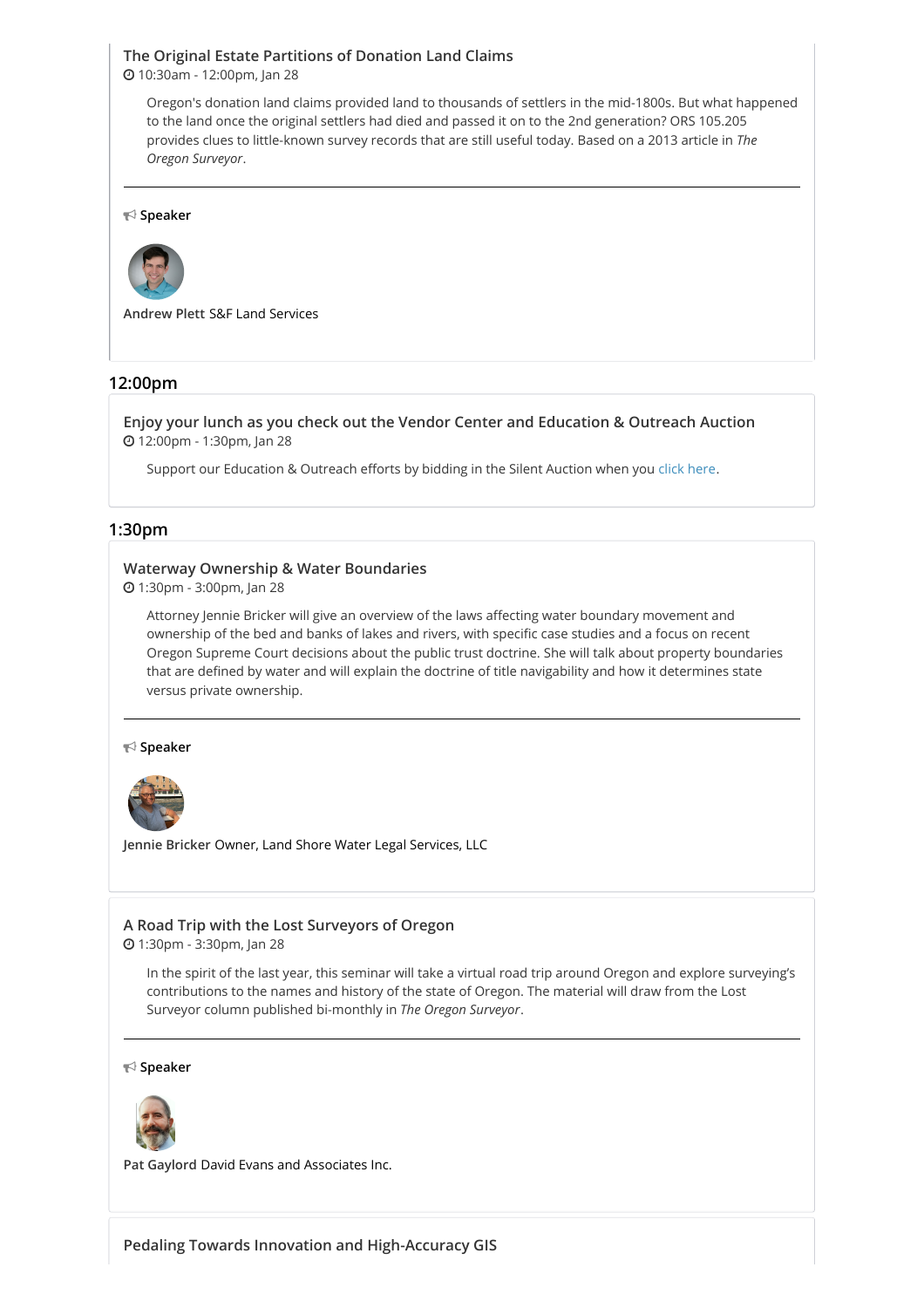### The Original Estate Partitions of Donation Land Claims

10:30am - 12:00pm, Jan 28

Oregon's donation land claims provided land to thousands of settlers in the mid-1800s. But what happened to the land once the original settlers had died and passed it on to the 2nd generation? ORS 105.205 provides clues to little-known survey records that are still useful today. Based on a 2013 article in *The Oregon Surveyor*.

---

**Speaker**

Andrew Plett S&F Land Services

## 12:00pm

### Enjoy your lunch as you check out the Vendor Center and Education & Outreach Auction

12:00pm - 1:30pm, Jan 28

Support our Education & Outreach efforts by bidding in the Silent Auction when you click here.

## 1:30pm

### Waterway Ownership & Water Boundaries

1:30pm - 3:00pm, Jan 28

Attorney Jennie Bricker will give an overview of the laws affecting water boundary movement and ownership of the bed and banks of lakes and rivers, with specific case studies and a focus on recent Oregon Supreme Court decisions about the public trust doctrine. She will talk about property boundaries that are defined by water and will explain the doctrine of title navigability and how it determines state versus private ownership.

---

**Speaker**

Jennie Bricker Owner, Land Shore Water Legal Services, LLC

### A Road Trip with the Lost Surveyors of Oregon

1:30pm - 3:30pm, Jan 28

In the spirit of the last year, this seminar will take a virtual road trip around Oregon and explore surveying's contributions to the names and history of the state of Oregon. The material will draw from the Lost Surveyor column published bi-monthly in *The Oregon Surveyor*.

---

**Speaker**

Pat Gaylord David Evans and Associates Inc.

### Pedaling Towards Innovation and High-Accuracy GIS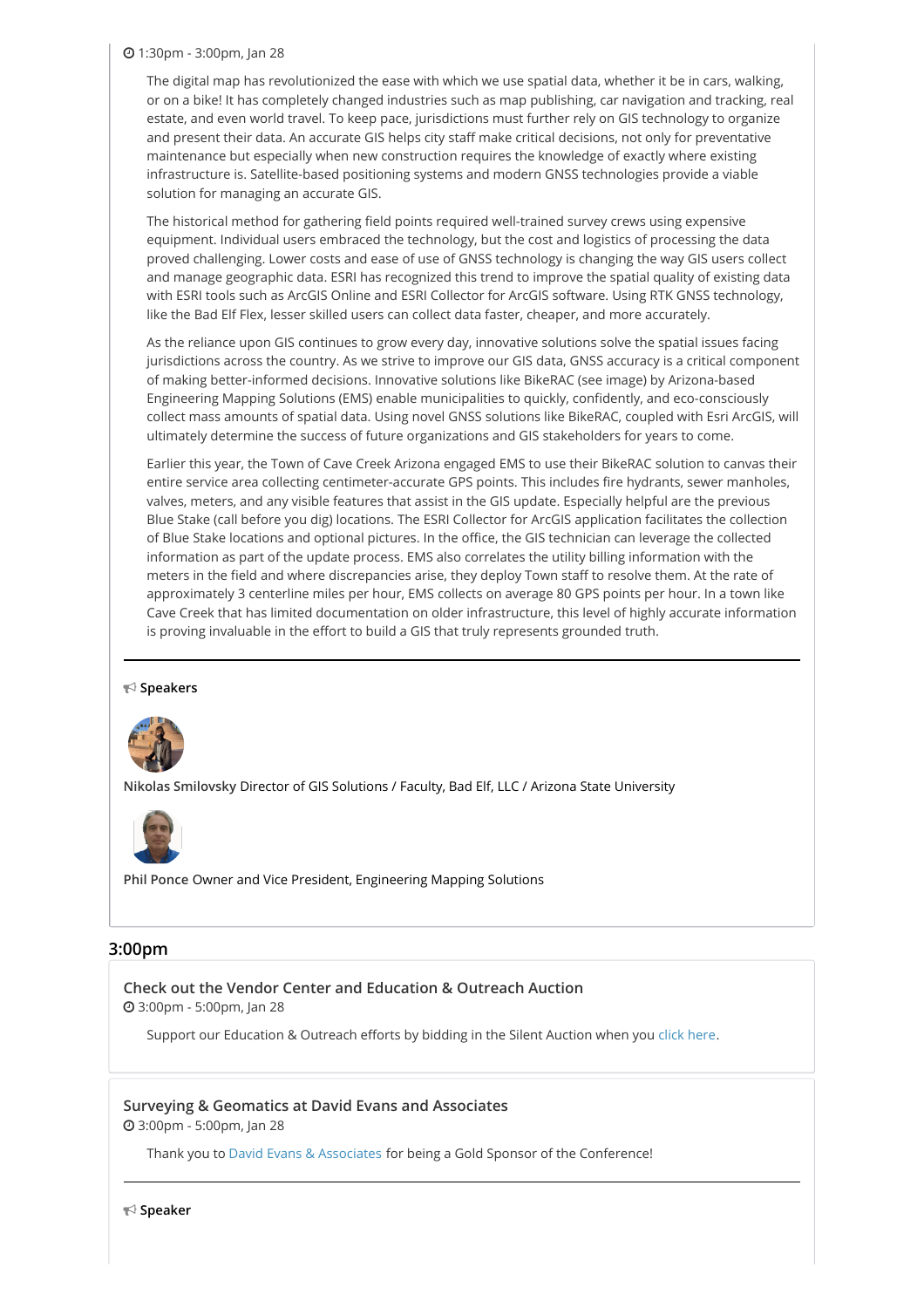1:30pm - 3:00pm, Jan 28

The digital map has revolutionized the ease with which we use spatial data, whether it be in cars, walking, or on a bike! It has completely changed industries such as map publishing, car navigation and tracking, real estate, and even world travel. To keep pace, jurisdictions must further rely on GIS technology to organize and present their data. An accurate GIS helps city staff make critical decisions, not only for preventative maintenance but especially when new construction requires the knowledge of exactly where existing infrastructure is. Satellite-based positioning systems and modern GNSS technologies provide a viable solution for managing an accurate GIS.

The historical method for gathering field points required well-trained survey crews using expensive equipment. Individual users embraced the technology, but the cost and logistics of processing the data proved challenging. Lower costs and ease of use of GNSS technology is changing the way GIS users collect and manage geographic data. ESRI has recognized this trend to improve the spatial quality of existing data with ESRI tools such as ArcGIS Online and ESRI Collector for ArcGIS software. Using RTK GNSS technology, like the Bad Elf Flex, lesser skilled users can collect data faster, cheaper, and more accurately.

As the reliance upon GIS continues to grow every day, innovative solutions solve the spatial issues facing jurisdictions across the country. As we strive to improve our GIS data, GNSS accuracy is a critical component of making better-informed decisions. Innovative solutions like BikeRAC (see image) by Arizona-based Engineering Mapping Solutions (EMS) enable municipalities to quickly, confidently, and eco-consciously collect mass amounts of spatial data. Using novel GNSS solutions like BikeRAC, coupled with Esri ArcGIS, will ultimately determine the success of future organizations and GIS stakeholders for years to come.

Earlier this year, the Town of Cave Creek Arizona engaged EMS to use their BikeRAC solution to canvas their entire service area collecting centimeter-accurate GPS points. This includes fire hydrants, sewer manholes, valves, meters, and any visible features that assist in the GIS update. Especially helpful are the previous Blue Stake (call before you dig) locations. The ESRI Collector for ArcGIS application facilitates the collection of Blue Stake locations and optional pictures. In the office, the GIS technician can leverage the collected information as part of the update process. EMS also correlates the utility billing information with the meters in the field and where discrepancies arise, they deploy Town staff to resolve them. At the rate of approximately 3 centerline miles per hour, EMS collects on average 80 GPS points per hour. In a town like Cave Creek that has limited documentation on older infrastructure, this level of highly accurate information is proving invaluable in the effort to build a GIS that truly represents grounded truth.

---

**Speakers**

**Nikolas Smilovsky** Director of GIS Solutions / Faculty, Bad Elf, LLC / Arizona State University

**Phil Ponce** Owner and Vice President, Engineering Mapping Solutions

## 3:00pm

### Check out the Vendor Center and Education & Outreach Auction

3:00pm - 5:00pm, Jan 28

Support our Education & Outreach efforts by bidding in the Silent Auction when you click here.

### Surveying & Geomatics at David Evans and Associates

3:00pm - 5:00pm, Jan 28

Thank you to David Evans & Associates for being a Gold Sponsor of the Conference!

---

**Speaker**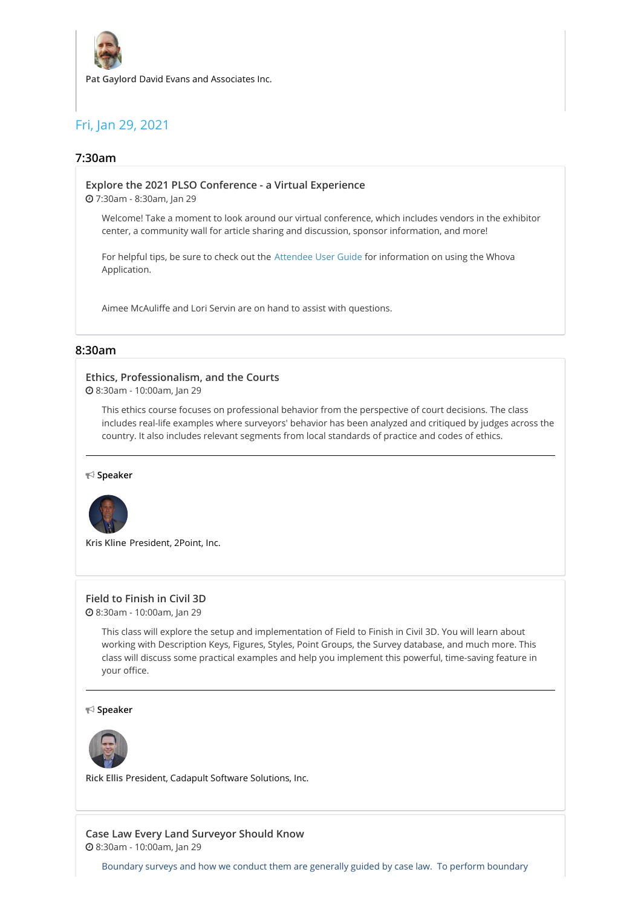Pat Gaylord David Evans and Associates Inc.

## Fri, Jan 29, 2021

### 7:30am

**Explore the 2021 PLSO Conference - a Virtual Experience**
7:30am - 8:30am, Jan 29

Welcome! Take a moment to look around our virtual conference, which includes vendors in the exhibitor center, a community wall for article sharing and discussion, sponsor information, and more!

For helpful tips, be sure to check out the Attendee User Guide for information on using the Whova Application.

Aimee McAuliffe and Lori Servin are on hand to assist with questions.

### 8:30am

**Ethics, Professionalism, and the Courts**
8:30am - 10:00am, Jan 29

This ethics course focuses on professional behavior from the perspective of court decisions. The class includes real-life examples where surveyors' behavior has been analyzed and critiqued by judges across the country. It also includes relevant segments from local standards of practice and codes of ethics.

---

**Speaker**

Kris Kline President, 2Point, Inc.

**Field to Finish in Civil 3D**
8:30am - 10:00am, Jan 29

This class will explore the setup and implementation of Field to Finish in Civil 3D. You will learn about working with Description Keys, Figures, Styles, Point Groups, the Survey database, and much more. This class will discuss some practical examples and help you implement this powerful, time-saving feature in your office.

---

**Speaker**

Rick Ellis President, Cadapult Software Solutions, Inc.

**Case Law Every Land Surveyor Should Know**
8:30am - 10:00am, Jan 29

Boundary surveys and how we conduct them are generally guided by case law. To perform boundary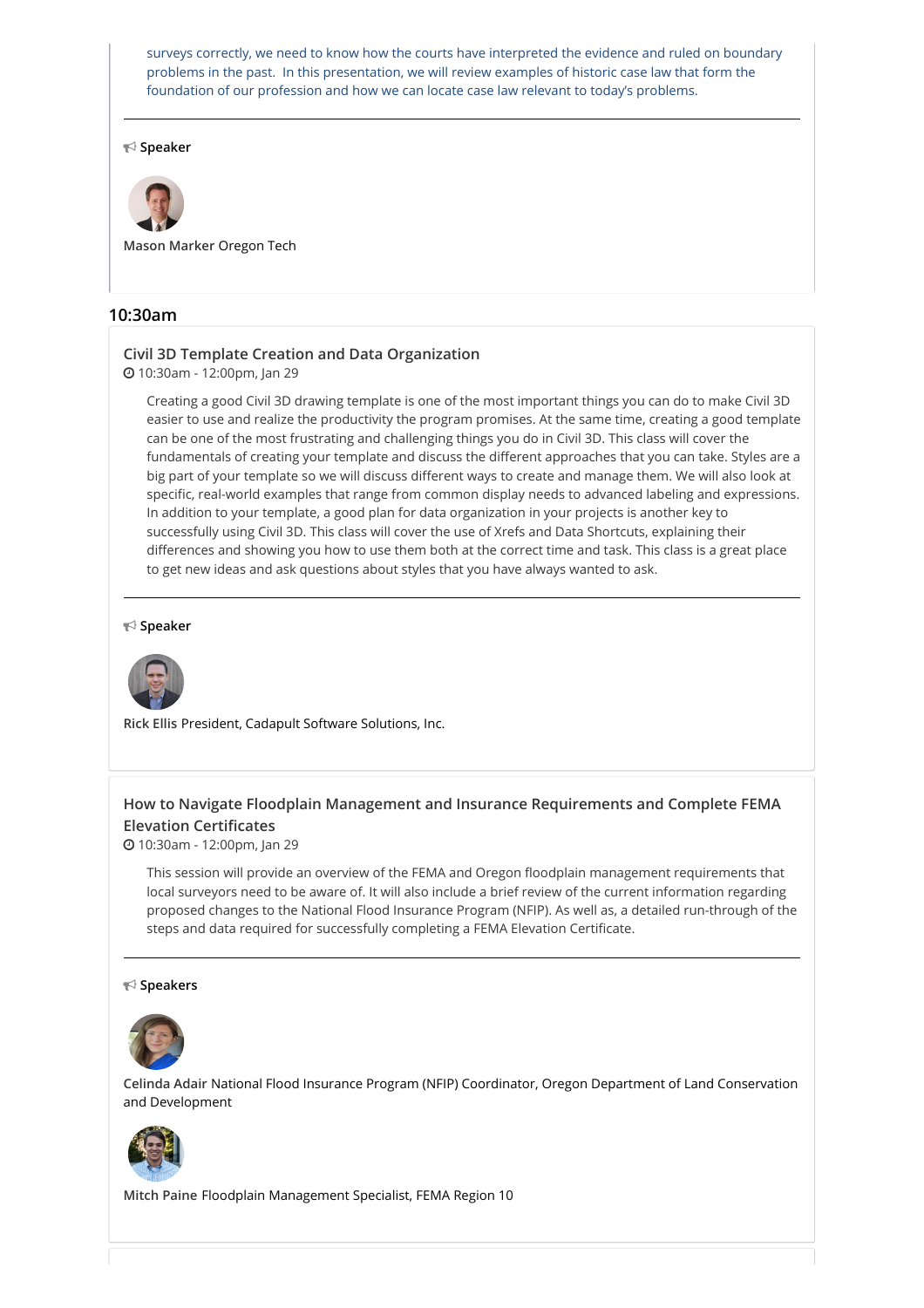surveys correctly, we need to know how the courts have interpreted the evidence and ruled on boundary problems in the past. In this presentation, we will review examples of historic case law that form the foundation of our profession and how we can locate case law relevant to today's problems.

---

**Speaker**

Mason Marker Oregon Tech

## 10:30am

### Civil 3D Template Creation and Data Organization

10:30am - 12:00pm, Jan 29

Creating a good Civil 3D drawing template is one of the most important things you can do to make Civil 3D easier to use and realize the productivity the program promises. At the same time, creating a good template can be one of the most frustrating and challenging things you do in Civil 3D. This class will cover the fundamentals of creating your template and discuss the different approaches that you can take. Styles are a big part of your template so we will discuss different ways to create and manage them. We will also look at specific, real-world examples that range from common display needs to advanced labeling and expressions. In addition to your template, a good plan for data organization in your projects is another key to successfully using Civil 3D. This class will cover the use of Xrefs and Data Shortcuts, explaining their differences and showing you how to use them both at the correct time and task. This class is a great place to get new ideas and ask questions about styles that you have always wanted to ask.

---

**Speaker**

Rick Ellis President, Cadapult Software Solutions, Inc.

### How to Navigate Floodplain Management and Insurance Requirements and Complete FEMA Elevation Certificates

10:30am - 12:00pm, Jan 29

This session will provide an overview of the FEMA and Oregon floodplain management requirements that local surveyors need to be aware of. It will also include a brief review of the current information regarding proposed changes to the National Flood Insurance Program (NFIP). As well as, a detailed run-through of the steps and data required for successfully completing a FEMA Elevation Certificate.

---

**Speakers**

Celinda Adair National Flood Insurance Program (NFIP) Coordinator, Oregon Department of Land Conservation and Development

Mitch Paine Floodplain Management Specialist, FEMA Region 10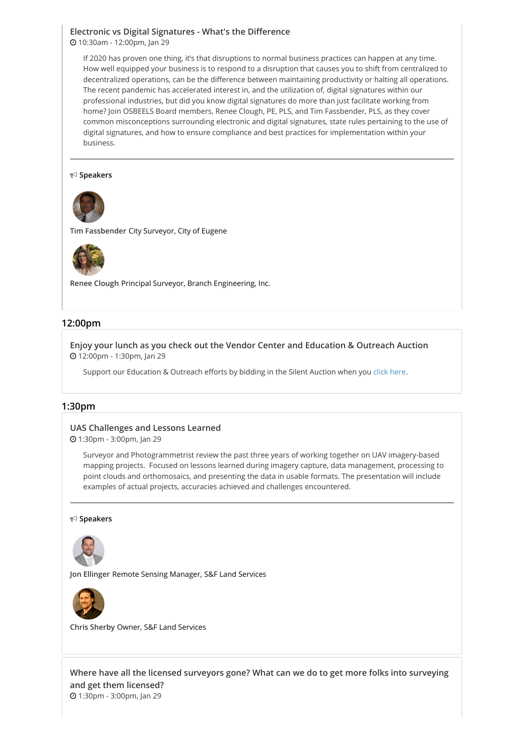### Electronic vs Digital Signatures - What's the Difference

10:30am - 12:00pm, Jan 29

If 2020 has proven one thing, it's that disruptions to normal business practices can happen at any time. How well equipped your business is to respond to a disruption that causes you to shift from centralized to decentralized operations, can be the difference between maintaining productivity or halting all operations. The recent pandemic has accelerated interest in, and the utilization of, digital signatures within our professional industries, but did you know digital signatures do more than just facilitate working from home? Join OSBEELS Board members, Renee Clough, PE, PLS, and Tim Fassbender, PLS, as they cover common misconceptions surrounding electronic and digital signatures, state rules pertaining to the use of digital signatures, and how to ensure compliance and best practices for implementation within your business.

---

**Speakers**

Tim Fassbender City Surveyor, City of Eugene

Renee Clough Principal Surveyor, Branch Engineering, Inc.

## 12:00pm

### Enjoy your lunch as you check out the Vendor Center and Education & Outreach Auction

12:00pm - 1:30pm, Jan 29

Support our Education & Outreach efforts by bidding in the Silent Auction when you click here.

## 1:30pm

### UAS Challenges and Lessons Learned

1:30pm - 3:00pm, Jan 29

Surveyor and Photogrammetrist review the past three years of working together on UAV imagery-based mapping projects. Focused on lessons learned during imagery capture, data management, processing to point clouds and orthomosaics, and presenting the data in usable formats. The presentation will include examples of actual projects, accuracies achieved and challenges encountered.

---

**Speakers**

Jon Ellinger Remote Sensing Manager, S&F Land Services

Chris Sherby Owner, S&F Land Services

### Where have all the licensed surveyors gone? What can we do to get more folks into surveying and get them licensed?

1:30pm - 3:00pm, Jan 29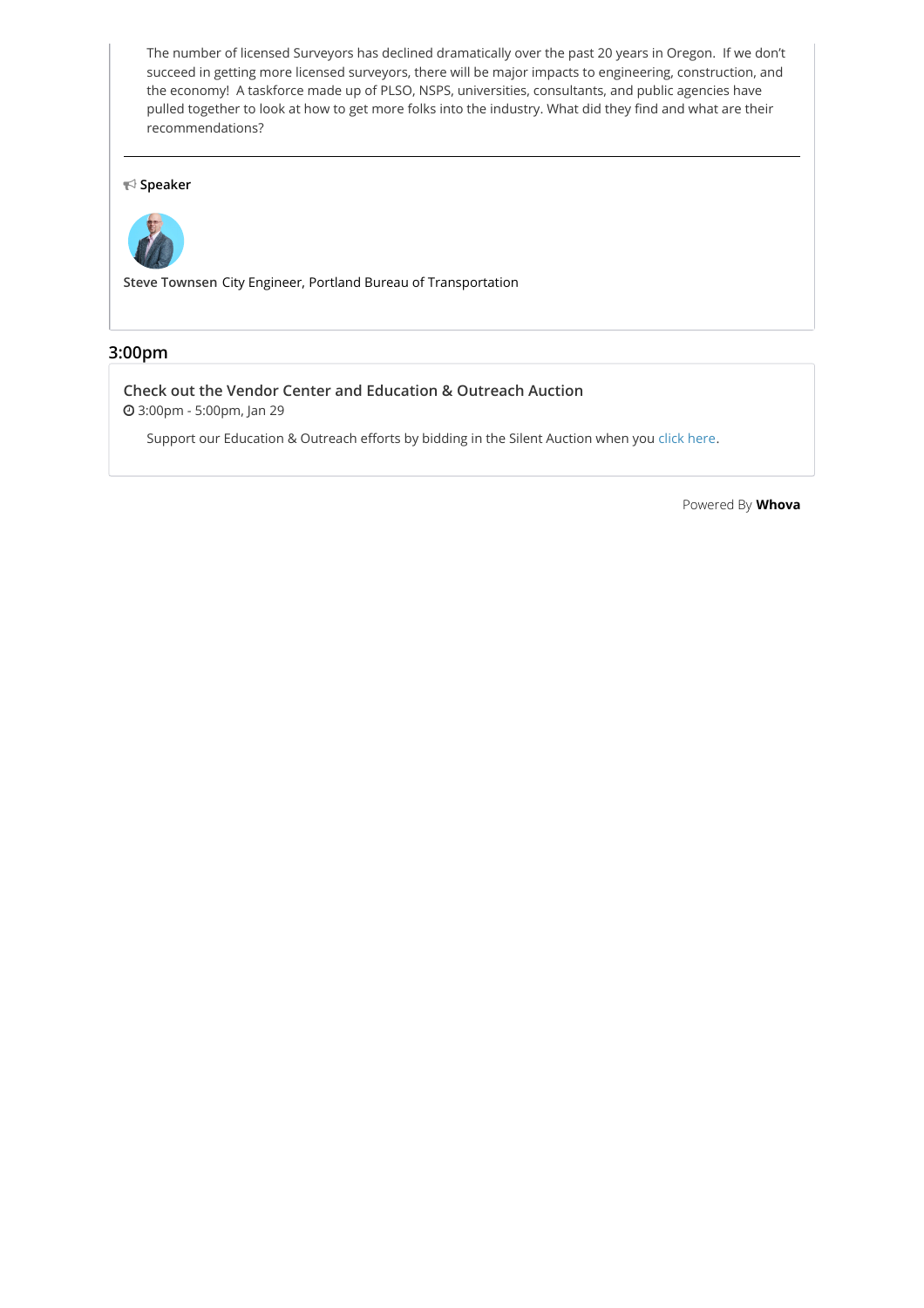The number of licensed Surveyors has declined dramatically over the past 20 years in Oregon. If we don't succeed in getting more licensed surveyors, there will be major impacts to engineering, construction, and the economy! A taskforce made up of PLSO, NSPS, universities, consultants, and public agencies have pulled together to look at how to get more folks into the industry. What did they find and what are their recommendations?

---

**Speaker**

**Steve Townsen** City Engineer, Portland Bureau of Transportation

## 3:00pm

### Check out the Vendor Center and Education & Outreach Auction

3:00pm - 5:00pm, Jan 29

Support our Education & Outreach efforts by bidding in the Silent Auction when you click here.

Powered By **Whova**